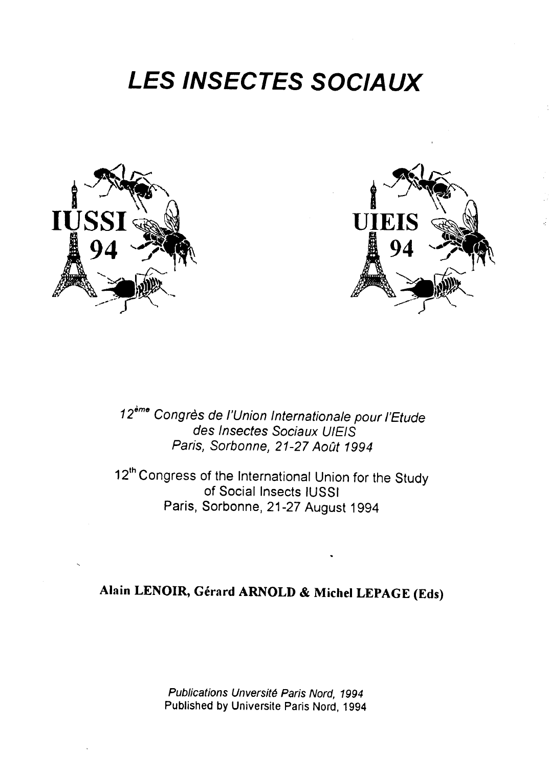# *LES INSECTES SOCIAUX*

IUSSI 94

UIEIS 94

*12ème Congrès de l'Union Internationale pour l'Etude des Insectes Sociaux UIEIS*
*Paris, Sorbonne, 21-27 Août 1994*

12th Congress of the International Union for the Study of Social Insects IUSSI
Paris, Sorbonne, 21-27 August 1994

**Alain LENOIR, Gérard ARNOLD & Michel LEPAGE (Eds)**

*Publications Unversité Paris Nord, 1994*
Published by Universite Paris Nord, 1994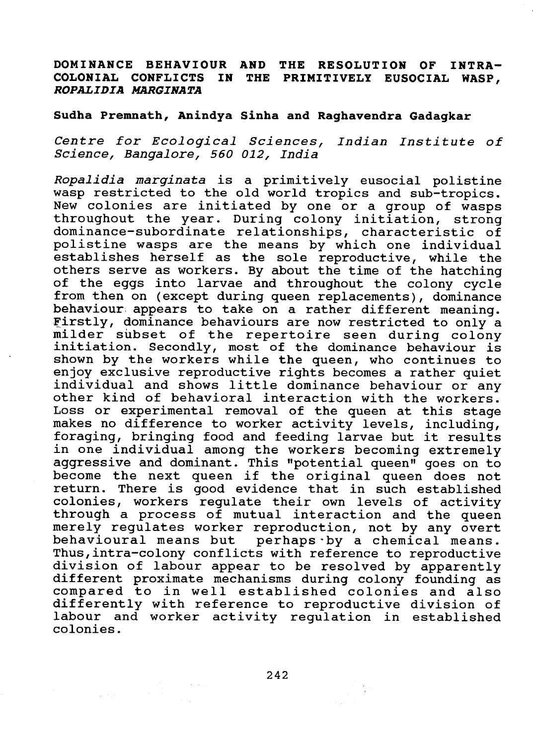## DOMINANCE BEHAVIOUR AND THE RESOLUTION OF INTRA-COLONIAL CONFLICTS IN THE PRIMITIVELY EUSOCIAL WASP, *ROPALIDIA MARGINATA*

**Sudha Premnath, Anindya Sinha and Raghavendra Gadagkar**

*Centre for Ecological Sciences, Indian Institute of Science, Bangalore, 560 012, India*

*Ropalidia marginata* is a primitively eusocial polistine wasp restricted to the old world tropics and sub-tropics. New colonies are initiated by one or a group of wasps throughout the year. During colony initiation, strong dominance-subordinate relationships, characteristic of polistine wasps are the means by which one individual establishes herself as the sole reproductive, while the others serve as workers. By about the time of the hatching of the eggs into larvae and throughout the colony cycle from then on (except during queen replacements), dominance behaviour appears to take on a rather different meaning. Firstly, dominance behaviours are now restricted to only a milder subset of the repertoire seen during colony initiation. Secondly, most of the dominance behaviour is shown by the workers while the queen, who continues to enjoy exclusive reproductive rights becomes a rather quiet individual and shows little dominance behaviour or any other kind of behavioral interaction with the workers. Loss or experimental removal of the queen at this stage makes no difference to worker activity levels, including, foraging, bringing food and feeding larvae but it results in one individual among the workers becoming extremely aggressive and dominant. This "potential queen" goes on to become the next queen if the original queen does not return. There is good evidence that in such established colonies, workers regulate their own levels of activity through a process of mutual interaction and the queen merely regulates worker reproduction, not by any overt behavioural means but perhaps by a chemical means. Thus, intra-colony conflicts with reference to reproductive division of labour appear to be resolved by apparently different proximate mechanisms during colony founding as compared to in well established colonies and also differently with reference to reproductive division of labour and worker activity regulation in established colonies.